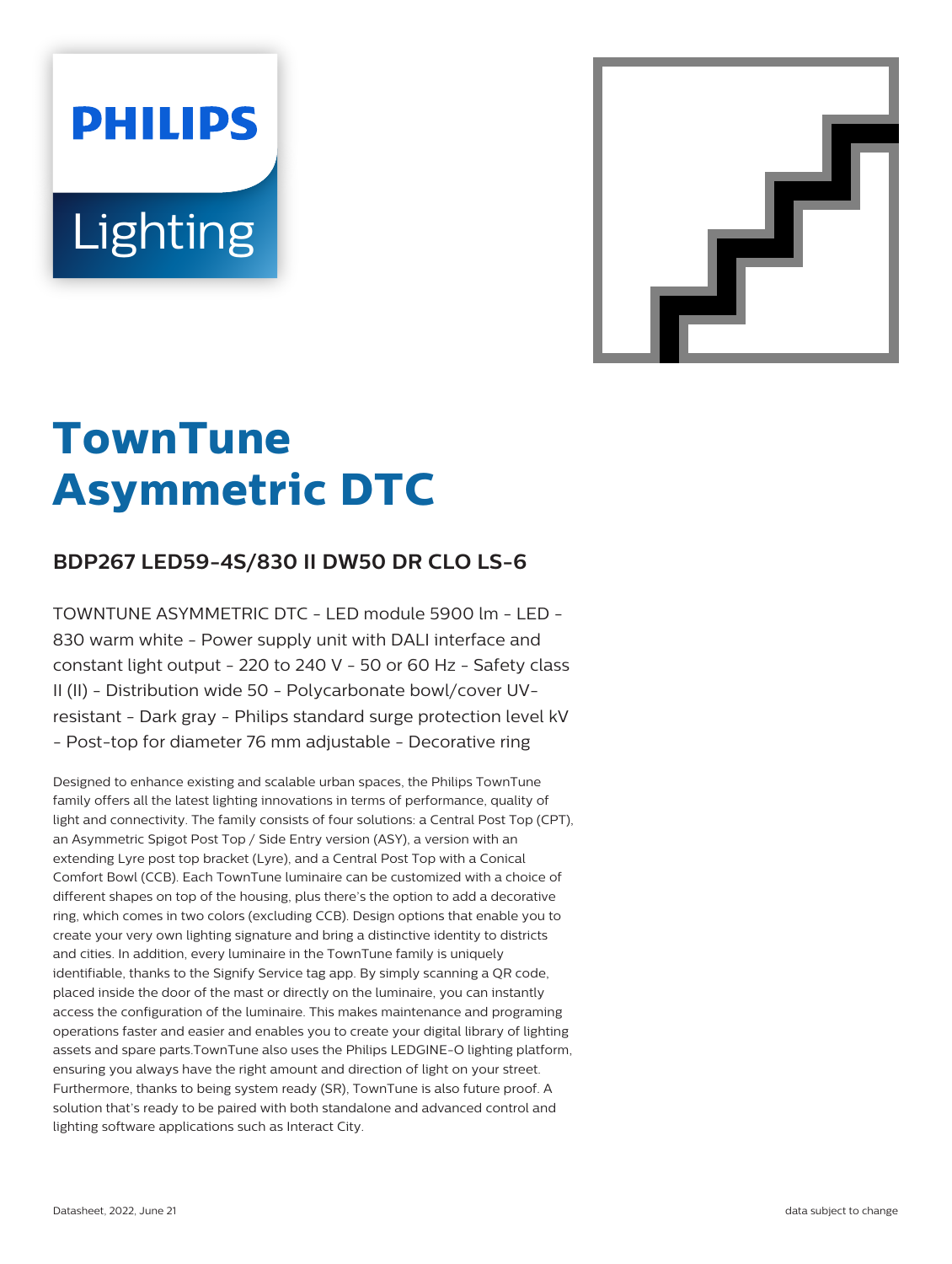# TownTune Asymmetric DTC

## BDP267 LED59-4S/830 II DW50 DR CLO LS-6

TOWNTUNE ASYMMETRIC DTC - LED module 5900 lm - LED - 830 warm white - Power supply unit with DALI interface and constant light output - 220 to 240 V - 50 or 60 Hz - Safety class II (II) - Distribution wide 50 - Polycarbonate bowl/cover UV-resistant - Dark gray - Philips standard surge protection level kV - Post-top for diameter 76 mm adjustable - Decorative ring

Designed to enhance existing and scalable urban spaces, the Philips TownTune family offers all the latest lighting innovations in terms of performance, quality of light and connectivity. The family consists of four solutions: a Central Post Top (CPT), an Asymmetric Spigot Post Top / Side Entry version (ASY), a version with an extending Lyre post top bracket (Lyre), and a Central Post Top with a Conical Comfort Bowl (CCB). Each TownTune luminaire can be customized with a choice of different shapes on top of the housing, plus there's the option to add a decorative ring, which comes in two colors (excluding CCB). Design options that enable you to create your very own lighting signature and bring a distinctive identity to districts and cities. In addition, every luminaire in the TownTune family is uniquely identifiable, thanks to the Signify Service tag app. By simply scanning a QR code, placed inside the door of the mast or directly on the luminaire, you can instantly access the configuration of the luminaire. This makes maintenance and programing operations faster and easier and enables you to create your digital library of lighting assets and spare parts.TownTune also uses the Philips LEDGINE-O lighting platform, ensuring you always have the right amount and direction of light on your street. Furthermore, thanks to being system ready (SR), TownTune is also future proof. A solution that's ready to be paired with both standalone and advanced control and lighting software applications such as Interact City.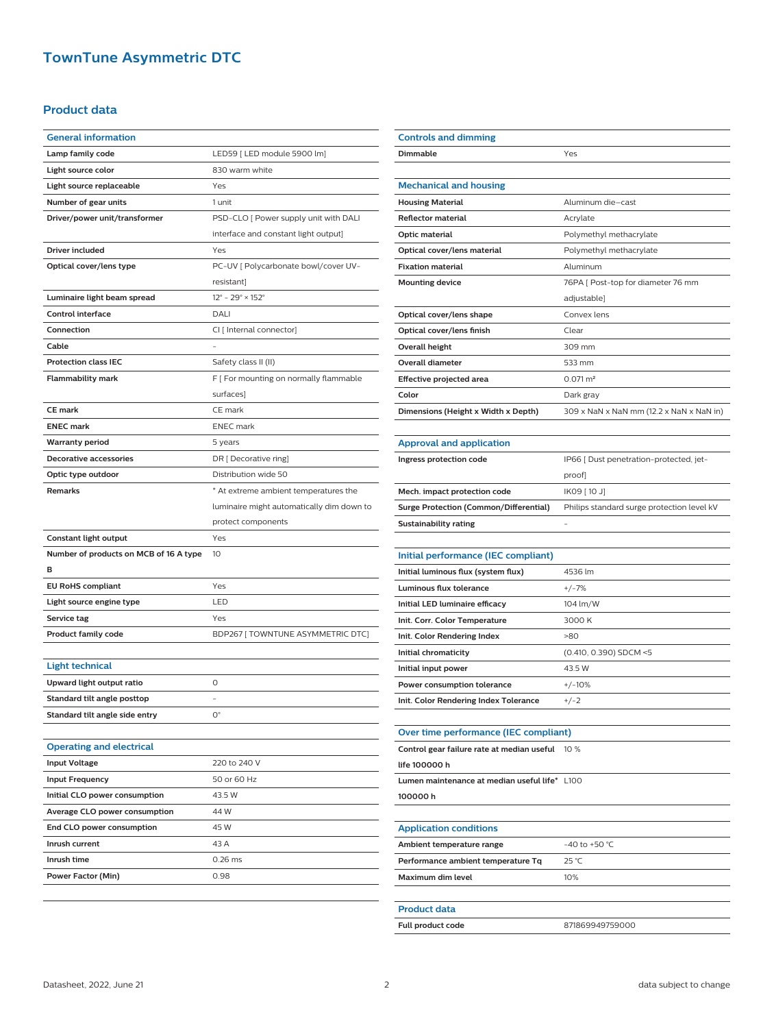# TownTune Asymmetric DTC

## Product data

| General information | |
|---|---|
| **Lamp family code** | LED59 [ LED module 5900 lm] |
| **Light source color** | 830 warm white |
| **Light source replaceable** | Yes |
| **Number of gear units** | 1 unit |
| **Driver/power unit/transformer** | PSD-CLO [ Power supply unit with DALI interface and constant light output] |
| **Driver included** | Yes |
| **Optical cover/lens type** | PC-UV [ Polycarbonate bowl/cover UV-resistant] |
| **Luminaire light beam spread** | 12° - 29° × 152° |
| **Control interface** | DALI |
| **Connection** | CI [ Internal connector] |
| **Cable** | - |
| **Protection class IEC** | Safety class II (II) |
| **Flammability mark** | F [ For mounting on normally flammable surfaces] |
| **CE mark** | CE mark |
| **ENEC mark** | ENEC mark |
| **Warranty period** | 5 years |
| **Decorative accessories** | DR [ Decorative ring] |
| **Optic type outdoor** | Distribution wide 50 |
| **Remarks** | * At extreme ambient temperatures the luminaire might automatically dim down to protect components |
| **Constant light output** | Yes |
| **Number of products on MCB of 16 A type B** | 10 |
| **EU RoHS compliant** | Yes |
| **Light source engine type** | LED |
| **Service tag** | Yes |
| **Product family code** | BDP267 [ TOWNTUNE ASYMMETRIC DTC] |

| Light technical | |
|---|---|
| **Upward light output ratio** | 0 |
| **Standard tilt angle posttop** | - |
| **Standard tilt angle side entry** | 0° |

| Operating and electrical | |
|---|---|
| **Input Voltage** | 220 to 240 V |
| **Input Frequency** | 50 or 60 Hz |
| **Initial CLO power consumption** | 43.5 W |
| **Average CLO power consumption** | 44 W |
| **End CLO power consumption** | 45 W |
| **Inrush current** | 43 A |
| **Inrush time** | 0.26 ms |
| **Power Factor (Min)** | 0.98 |

| Controls and dimming | |
|---|---|
| **Dimmable** | Yes |

| Mechanical and housing | |
|---|---|
| **Housing Material** | Aluminum die-cast |
| **Reflector material** | Acrylate |
| **Optic material** | Polymethyl methacrylate |
| **Optical cover/lens material** | Polymethyl methacrylate |
| **Fixation material** | Aluminum |
| **Mounting device** | 76PA [ Post-top for diameter 76 mm adjustable] |
| **Optical cover/lens shape** | Convex lens |
| **Optical cover/lens finish** | Clear |
| **Overall height** | 309 mm |
| **Overall diameter** | 533 mm |
| **Effective projected area** | 0.071 m² |
| **Color** | Dark gray |
| **Dimensions (Height x Width x Depth)** | 309 x NaN x NaN mm (12.2 x NaN x NaN in) |

| Approval and application | |
|---|---|
| **Ingress protection code** | IP66 [ Dust penetration-protected, jet-proof] |
| **Mech. impact protection code** | IK09 [ 10 J] |
| **Surge Protection (Common/Differential)** | Philips standard surge protection level kV |
| **Sustainability rating** | - |

| Initial performance (IEC compliant) | |
|---|---|
| **Initial luminous flux (system flux)** | 4536 lm |
| **Luminous flux tolerance** | +/-7% |
| **Initial LED luminaire efficacy** | 104 lm/W |
| **Init. Corr. Color Temperature** | 3000 K |
| **Init. Color Rendering Index** | >80 |
| **Initial chromaticity** | (0.410, 0.390) SDCM <5 |
| **Initial input power** | 43.5 W |
| **Power consumption tolerance** | +/-10% |
| **Init. Color Rendering Index Tolerance** | +/-2 |

| Over time performance (IEC compliant) | |
|---|---|
| **Control gear failure rate at median useful life 100000 h** | 10 % |
| **Lumen maintenance at median useful life* 100000 h** | L100 |

| Application conditions | |
|---|---|
| **Ambient temperature range** | -40 to +50 °C |
| **Performance ambient temperature Tq** | 25 °C |
| **Maximum dim level** | 10% |

| Product data | |
|---|---|
| **Full product code** | 871869949759000 |

Datasheet, 2022, June 21 — data subject to change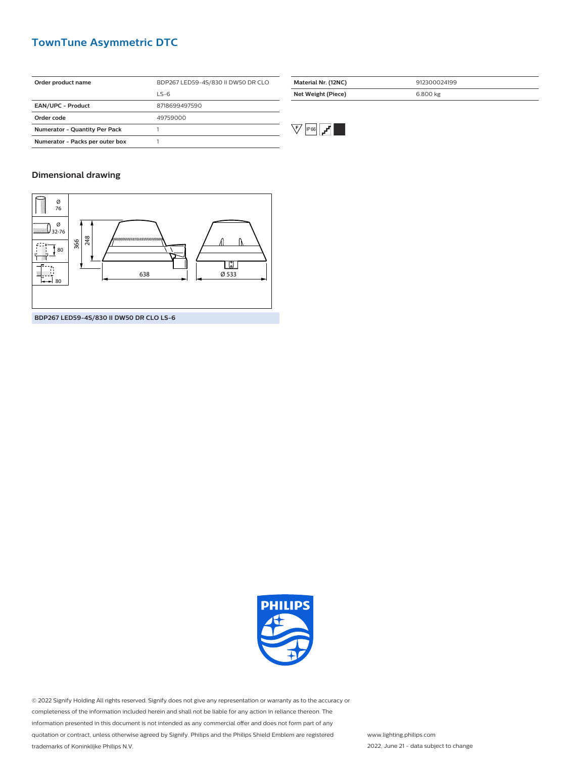## TownTune Asymmetric DTC

| | |
|---|---|
| Order product name | BDP267 LED59-4S/830 II DW50 DR CLO LS-6 |
| EAN/UPC - Product | 8718699497590 |
| Order code | 49759000 |
| Numerator - Quantity Per Pack | 1 |
| Numerator - Packs per outer box | 1 |

| | |
|---|---|
| Material Nr. (12NC) | 912300024199 |
| Net Weight (Piece) | 6.800 kg |

F IP66

### Dimensional drawing

Ø 76

Ø 32-76

80

80

366

248

638

Ø 533

**BDP267 LED59-4S/830 II DW50 DR CLO LS-6**

© 2022 Signify Holding All rights reserved. Signify does not give any representation or warranty as to the accuracy or completeness of the information included herein and shall not be liable for any action in reliance thereon. The information presented in this document is not intended as any commercial offer and does not form part of any quotation or contract, unless otherwise agreed by Signify. Philips and the Philips Shield Emblem are registered trademarks of Koninklijke Philips N.V.

www.lighting.philips.com

2022, June 21 - data subject to change